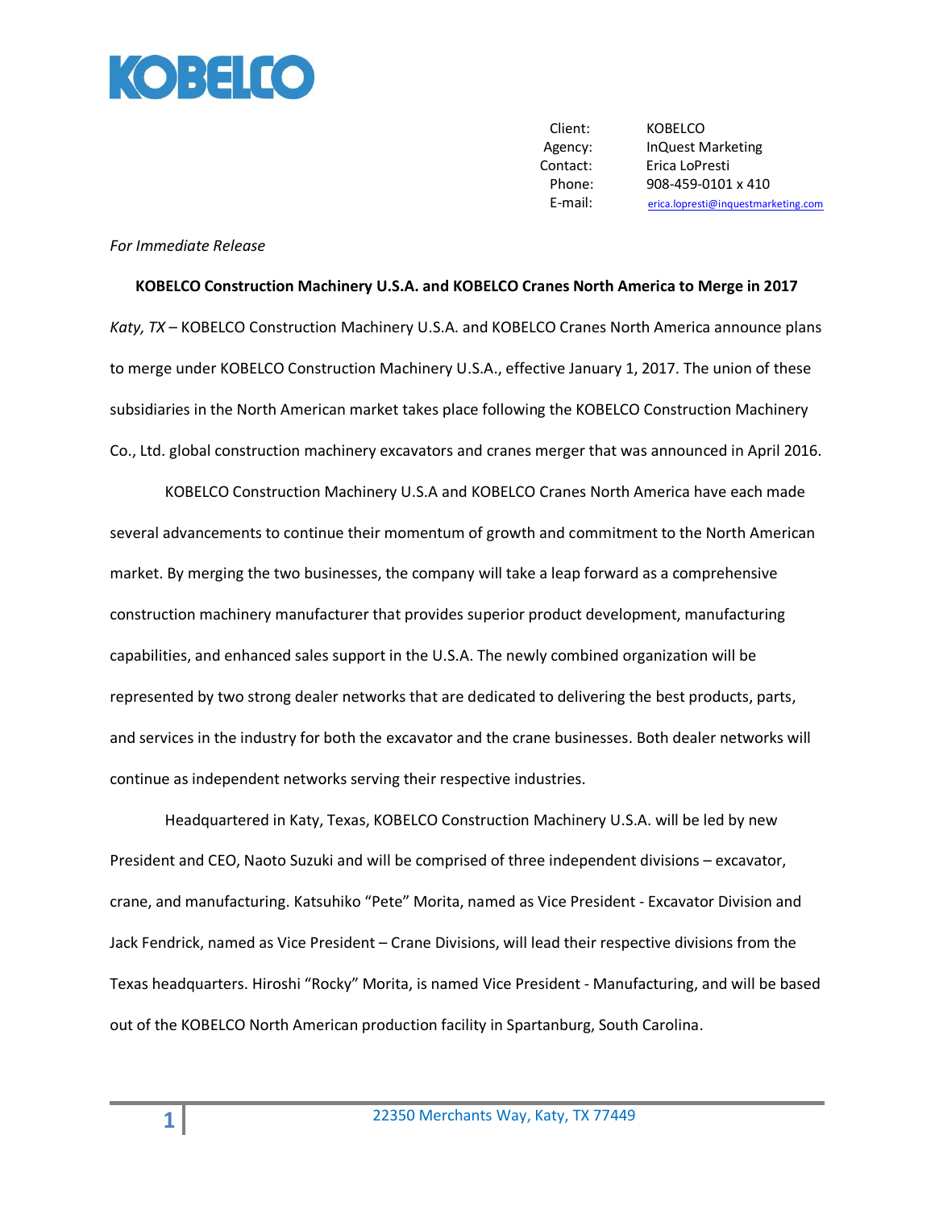KOBELCO

| | |
|---|---|
| Client: | KOBELCO |
| Agency: | InQuest Marketing |
| Contact: | Erica LoPresti |
| Phone: | 908-459-0101 x 410 |
| E-mail: | erica.lopresti@inquestmarketing.com |

*For Immediate Release*

**KOBELCO Construction Machinery U.S.A. and KOBELCO Cranes North America to Merge in 2017**

*Katy, TX* – KOBELCO Construction Machinery U.S.A. and KOBELCO Cranes North America announce plans to merge under KOBELCO Construction Machinery U.S.A., effective January 1, 2017. The union of these subsidiaries in the North American market takes place following the KOBELCO Construction Machinery Co., Ltd. global construction machinery excavators and cranes merger that was announced in April 2016.

KOBELCO Construction Machinery U.S.A and KOBELCO Cranes North America have each made several advancements to continue their momentum of growth and commitment to the North American market. By merging the two businesses, the company will take a leap forward as a comprehensive construction machinery manufacturer that provides superior product development, manufacturing capabilities, and enhanced sales support in the U.S.A. The newly combined organization will be represented by two strong dealer networks that are dedicated to delivering the best products, parts, and services in the industry for both the excavator and the crane businesses. Both dealer networks will continue as independent networks serving their respective industries.

Headquartered in Katy, Texas, KOBELCO Construction Machinery U.S.A. will be led by new President and CEO, Naoto Suzuki and will be comprised of three independent divisions – excavator, crane, and manufacturing. Katsuhiko "Pete" Morita, named as Vice President - Excavator Division and Jack Fendrick, named as Vice President – Crane Divisions, will lead their respective divisions from the Texas headquarters. Hiroshi "Rocky" Morita, is named Vice President - Manufacturing, and will be based out of the KOBELCO North American production facility in Spartanburg, South Carolina.

22350 Merchants Way, Katy, TX 77449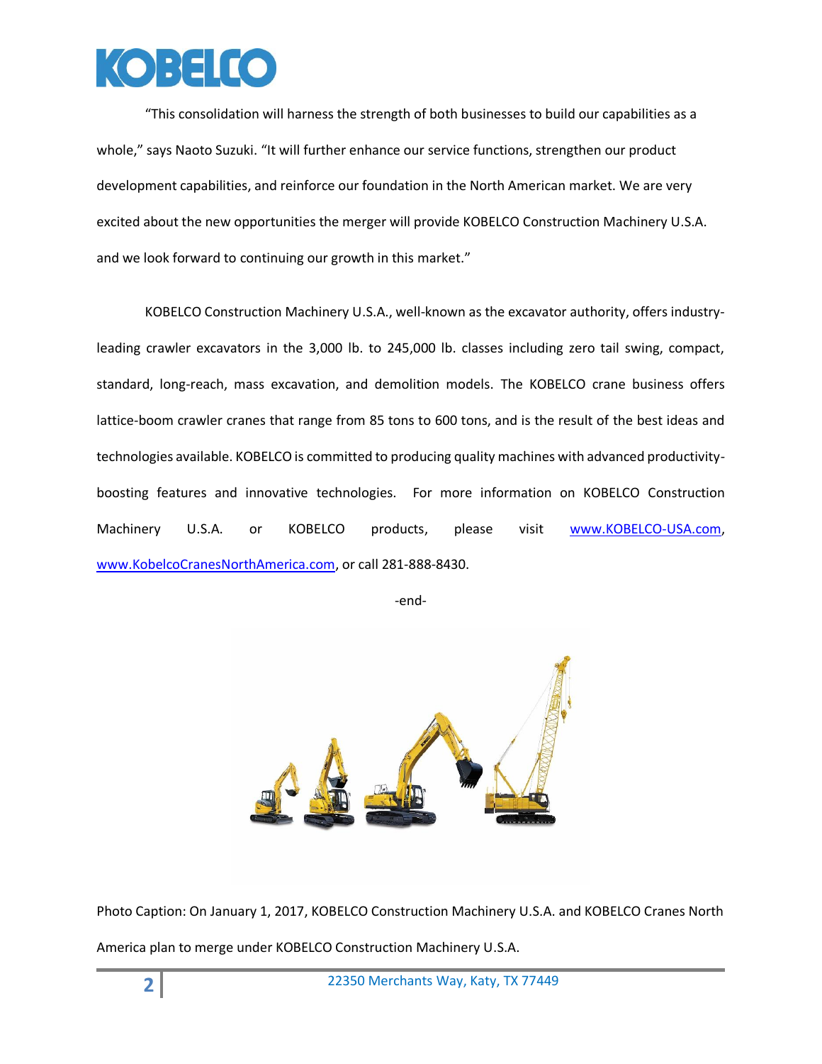"This consolidation will harness the strength of both businesses to build our capabilities as a whole," says Naoto Suzuki. "It will further enhance our service functions, strengthen our product development capabilities, and reinforce our foundation in the North American market. We are very excited about the new opportunities the merger will provide KOBELCO Construction Machinery U.S.A. and we look forward to continuing our growth in this market."

KOBELCO Construction Machinery U.S.A., well-known as the excavator authority, offers industry-leading crawler excavators in the 3,000 lb. to 245,000 lb. classes including zero tail swing, compact, standard, long-reach, mass excavation, and demolition models. The KOBELCO crane business offers lattice-boom crawler cranes that range from 85 tons to 600 tons, and is the result of the best ideas and technologies available. KOBELCO is committed to producing quality machines with advanced productivity-boosting features and innovative technologies. For more information on KOBELCO Construction Machinery U.S.A. or KOBELCO products, please visit www.KOBELCO-USA.com, www.KobelcoCranesNorthAmerica.com, or call 281-888-8430.

-end-

Photo Caption: On January 1, 2017, KOBELCO Construction Machinery U.S.A. and KOBELCO Cranes North America plan to merge under KOBELCO Construction Machinery U.S.A.

22350 Merchants Way, Katy, TX 77449